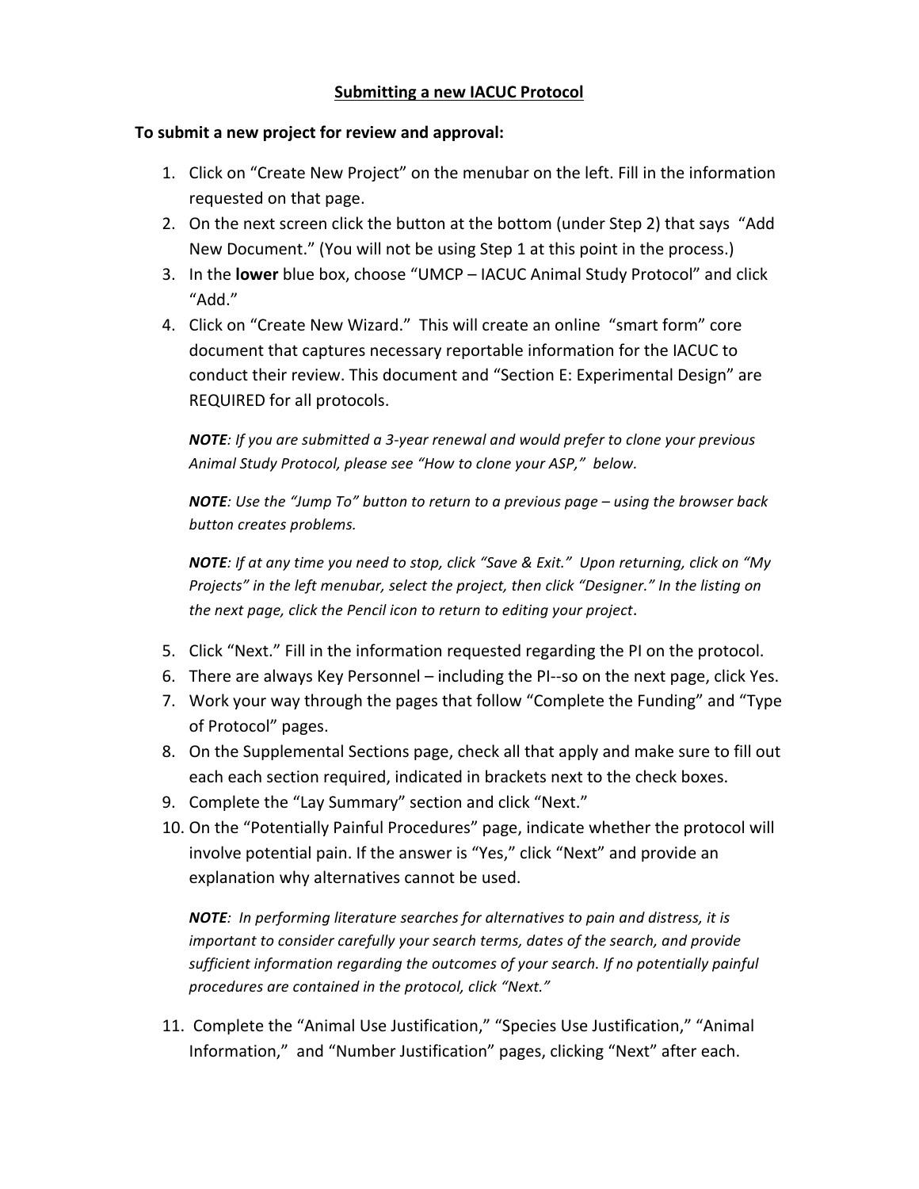# Submitting a new IACUC Protocol

**To submit a new project for review and approval:**

1. Click on “Create New Project” on the menubar on the left. Fill in the information requested on that page.
2. On the next screen click the button at the bottom (under Step 2) that says “Add New Document.” (You will not be using Step 1 at this point in the process.)
3. In the **lower** blue box, choose “UMCP – IACUC Animal Study Protocol” and click “Add.”
4. Click on “Create New Wizard.” This will create an online “smart form” core document that captures necessary reportable information for the IACUC to conduct their review. This document and “Section E: Experimental Design” are REQUIRED for all protocols.

   ***NOTE****: If you are submitted a 3-year renewal and would prefer to clone your previous Animal Study Protocol, please see “How to clone your ASP,” below.*

   ***NOTE****: Use the “Jump To” button to return to a previous page – using the browser back button creates problems.*

   ***NOTE****: If at any time you need to stop, click “Save & Exit.” Upon returning, click on “My Projects” in the left menubar, select the project, then click “Designer.” In the listing on the next page, click the Pencil icon to return to editing your project*.

5. Click “Next.” Fill in the information requested regarding the PI on the protocol.
6. There are always Key Personnel – including the PI--so on the next page, click Yes.
7. Work your way through the pages that follow “Complete the Funding” and “Type of Protocol” pages.
8. On the Supplemental Sections page, check all that apply and make sure to fill out each each section required, indicated in brackets next to the check boxes.
9. Complete the “Lay Summary” section and click “Next.”
10. On the “Potentially Painful Procedures” page, indicate whether the protocol will involve potential pain. If the answer is “Yes,” click “Next” and provide an explanation why alternatives cannot be used.

    ***NOTE****: In performing literature searches for alternatives to pain and distress, it is important to consider carefully your search terms, dates of the search, and provide sufficient information regarding the outcomes of your search. If no potentially painful procedures are contained in the protocol, click “Next.”*

11. Complete the “Animal Use Justification,” “Species Use Justification,” “Animal Information,” and “Number Justification” pages, clicking “Next” after each.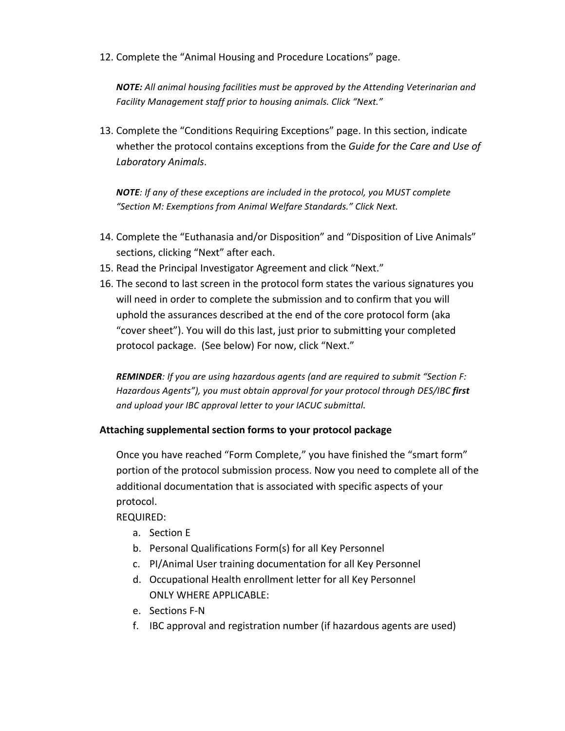12. Complete the “Animal Housing and Procedure Locations” page.

    ***NOTE:*** *All animal housing facilities must be approved by the Attending Veterinarian and Facility Management staff prior to housing animals. Click “Next.”*

13. Complete the “Conditions Requiring Exceptions” page. In this section, indicate whether the protocol contains exceptions from the *Guide for the Care and Use of Laboratory Animals*.

    ***NOTE****: If any of these exceptions are included in the protocol, you MUST complete “Section M: Exemptions from Animal Welfare Standards.” Click Next.*

14. Complete the “Euthanasia and/or Disposition” and “Disposition of Live Animals” sections, clicking “Next” after each.
15. Read the Principal Investigator Agreement and click “Next.”
16. The second to last screen in the protocol form states the various signatures you will need in order to complete the submission and to confirm that you will uphold the assurances described at the end of the core protocol form (aka “cover sheet”). You will do this last, just prior to submitting your completed protocol package. (See below) For now, click “Next.”

    ***REMINDER****: If you are using hazardous agents (and are required to submit “Section F: Hazardous Agents”), you must obtain approval for your protocol through DES/IBC* ***first*** *and upload your IBC approval letter to your IACUC submittal.*

**Attaching supplemental section forms to your protocol package**

Once you have reached “Form Complete,” you have finished the “smart form” portion of the protocol submission process. Now you need to complete all of the additional documentation that is associated with specific aspects of your protocol.

REQUIRED:

a. Section E
b. Personal Qualifications Form(s) for all Key Personnel
c. PI/Animal User training documentation for all Key Personnel
d. Occupational Health enrollment letter for all Key Personnel

ONLY WHERE APPLICABLE:

e. Sections F-N
f. IBC approval and registration number (if hazardous agents are used)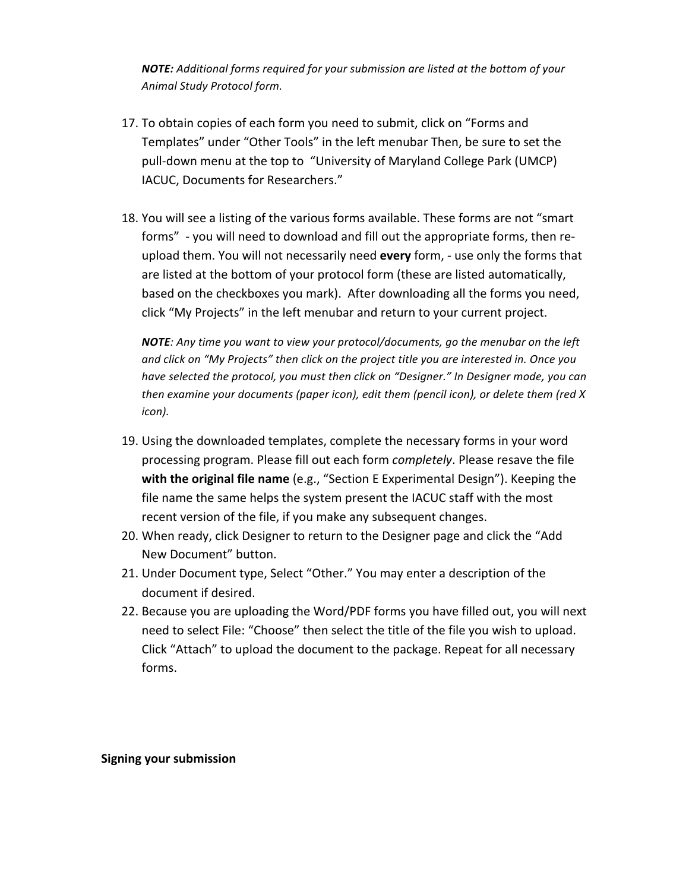*NOTE: Additional forms required for your submission are listed at the bottom of your Animal Study Protocol form.*

17. To obtain copies of each form you need to submit, click on “Forms and Templates” under “Other Tools” in the left menubar Then, be sure to set the pull-down menu at the top to “University of Maryland College Park (UMCP) IACUC, Documents for Researchers.”

18. You will see a listing of the various forms available. These forms are not “smart forms” - you will need to download and fill out the appropriate forms, then re-upload them. You will not necessarily need **every** form, - use only the forms that are listed at the bottom of your protocol form (these are listed automatically, based on the checkboxes you mark). After downloading all the forms you need, click “My Projects” in the left menubar and return to your current project.

    ***NOTE**: Any time you want to view your protocol/documents, go the menubar on the left and click on “My Projects” then click on the project title you are interested in. Once you have selected the protocol, you must then click on “Designer.” In Designer mode, you can then examine your documents (paper icon), edit them (pencil icon), or delete them (red X icon).*

19. Using the downloaded templates, complete the necessary forms in your word processing program. Please fill out each form *completely*. Please resave the file **with the original file name** (e.g., “Section E Experimental Design”). Keeping the file name the same helps the system present the IACUC staff with the most recent version of the file, if you make any subsequent changes.
20. When ready, click Designer to return to the Designer page and click the “Add New Document” button.
21. Under Document type, Select “Other.” You may enter a description of the document if desired.
22. Because you are uploading the Word/PDF forms you have filled out, you will next need to select File: “Choose” then select the title of the file you wish to upload. Click “Attach” to upload the document to the package. Repeat for all necessary forms.

**Signing your submission**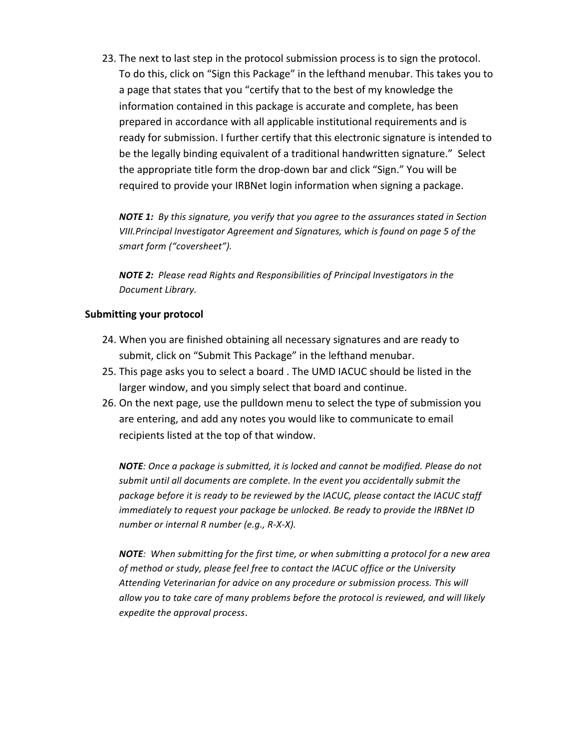23. The next to last step in the protocol submission process is to sign the protocol. To do this, click on "Sign this Package" in the lefthand menubar. This takes you to a page that states that you "certify that to the best of my knowledge the information contained in this package is accurate and complete, has been prepared in accordance with all applicable institutional requirements and is ready for submission. I further certify that this electronic signature is intended to be the legally binding equivalent of a traditional handwritten signature." Select the appropriate title form the drop-down bar and click "Sign." You will be required to provide your IRBNet login information when signing a package.

    ***NOTE 1:*** *By this signature, you verify that you agree to the assurances stated in Section VIII.Principal Investigator Agreement and Signatures, which is found on page 5 of the smart form ("coversheet").*

    ***NOTE 2:*** *Please read Rights and Responsibilities of Principal Investigators in the Document Library.*

**Submitting your protocol**

24. When you are finished obtaining all necessary signatures and are ready to submit, click on "Submit This Package" in the lefthand menubar.
25. This page asks you to select a board . The UMD IACUC should be listed in the larger window, and you simply select that board and continue.
26. On the next page, use the pulldown menu to select the type of submission you are entering, and add any notes you would like to communicate to email recipients listed at the top of that window.

    ***NOTE****: Once a package is submitted, it is locked and cannot be modified. Please do not submit until all documents are complete. In the event you accidentally submit the package before it is ready to be reviewed by the IACUC, please contact the IACUC staff immediately to request your package be unlocked. Be ready to provide the IRBNet ID number or internal R number (e.g., R-X-X).*

    ***NOTE****: When submitting for the first time, or when submitting a protocol for a new area of method or study, please feel free to contact the IACUC office or the University Attending Veterinarian for advice on any procedure or submission process. This will allow you to take care of many problems before the protocol is reviewed, and will likely expedite the approval process*.